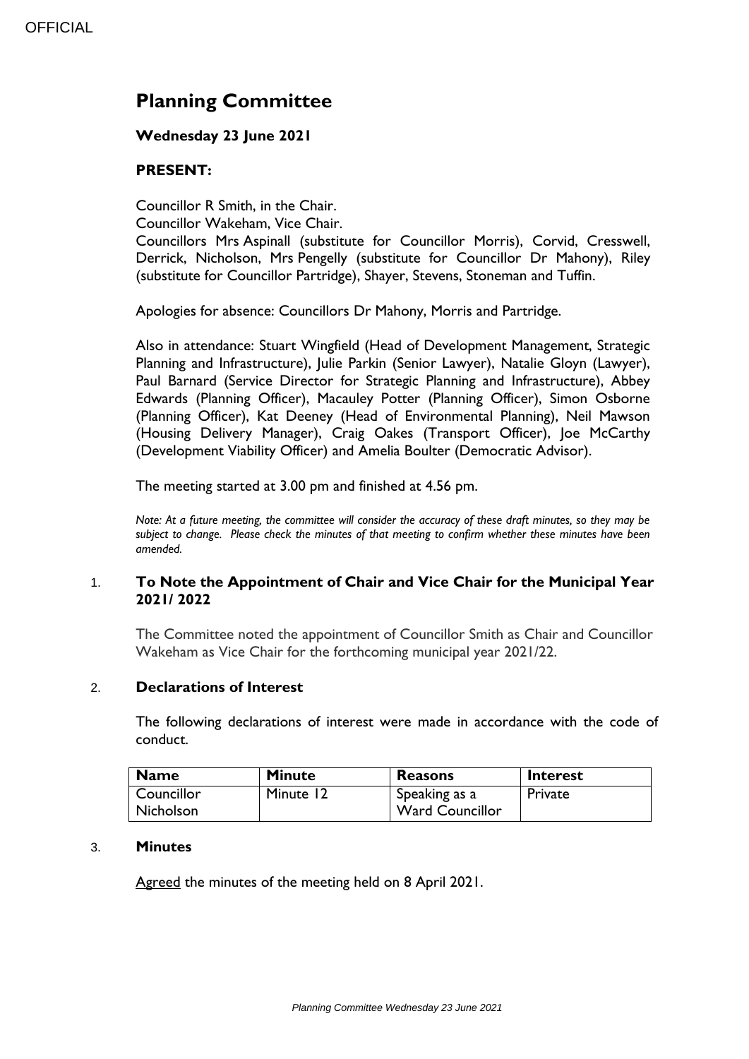# Planning Committee

## Wednesday 23 June 2021

### PRESENT:

Councillor R Smith, in the Chair.
Councillor Wakeham, Vice Chair.
Councillors Mrs Aspinall (substitute for Councillor Morris), Corvid, Cresswell, Derrick, Nicholson, Mrs Pengelly (substitute for Councillor Dr Mahony), Riley (substitute for Councillor Partridge), Shayer, Stevens, Stoneman and Tuffin.

Apologies for absence: Councillors Dr Mahony, Morris and Partridge.

Also in attendance: Stuart Wingfield (Head of Development Management, Strategic Planning and Infrastructure), Julie Parkin (Senior Lawyer), Natalie Gloyn (Lawyer), Paul Barnard (Service Director for Strategic Planning and Infrastructure), Abbey Edwards (Planning Officer), Macauley Potter (Planning Officer), Simon Osborne (Planning Officer), Kat Deeney (Head of Environmental Planning), Neil Mawson (Housing Delivery Manager), Craig Oakes (Transport Officer), Joe McCarthy (Development Viability Officer) and Amelia Boulter (Democratic Advisor).

The meeting started at 3.00 pm and finished at 4.56 pm.

*Note: At a future meeting, the committee will consider the accuracy of these draft minutes, so they may be subject to change. Please check the minutes of that meeting to confirm whether these minutes have been amended.*

### 1. To Note the Appointment of Chair and Vice Chair for the Municipal Year 2021/ 2022

The Committee noted the appointment of Councillor Smith as Chair and Councillor Wakeham as Vice Chair for the forthcoming municipal year 2021/22.

### 2. Declarations of Interest

The following declarations of interest were made in accordance with the code of conduct.

| Name | Minute | Reasons | Interest |
|---|---|---|---|
| Councillor Nicholson | Minute 12 | Speaking as a Ward Councillor | Private |

### 3. Minutes

Agreed the minutes of the meeting held on 8 April 2021.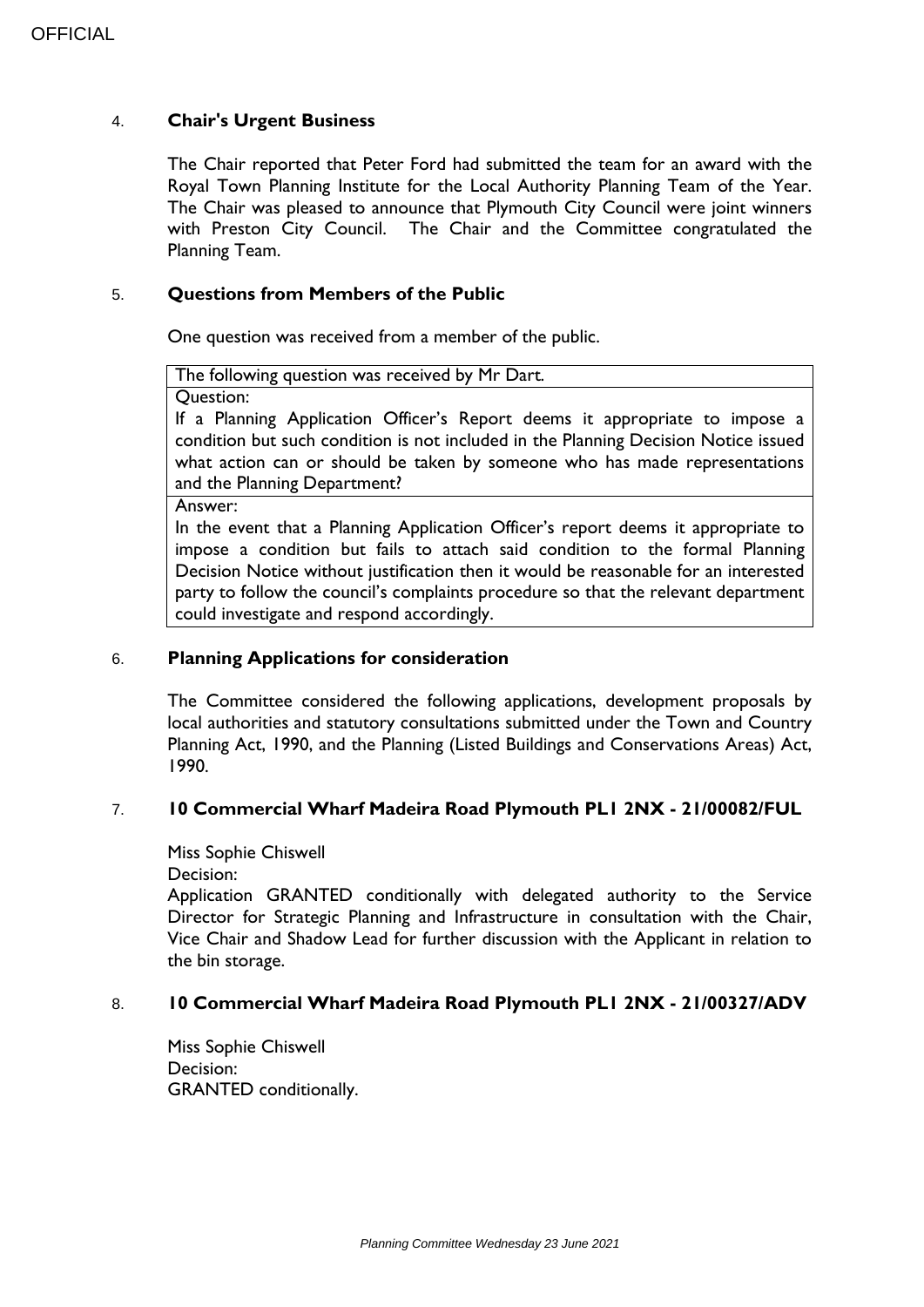## 4. **Chair's Urgent Business**

The Chair reported that Peter Ford had submitted the team for an award with the Royal Town Planning Institute for the Local Authority Planning Team of the Year. The Chair was pleased to announce that Plymouth City Council were joint winners with Preston City Council. The Chair and the Committee congratulated the Planning Team.

## 5. **Questions from Members of the Public**

One question was received from a member of the public.

| The following question was received by Mr Dart. |
|---|
| Question:<br>If a Planning Application Officer's Report deems it appropriate to impose a condition but such condition is not included in the Planning Decision Notice issued what action can or should be taken by someone who has made representations and the Planning Department? |
| Answer:<br>In the event that a Planning Application Officer's report deems it appropriate to impose a condition but fails to attach said condition to the formal Planning Decision Notice without justification then it would be reasonable for an interested party to follow the council's complaints procedure so that the relevant department could investigate and respond accordingly. |

## 6. **Planning Applications for consideration**

The Committee considered the following applications, development proposals by local authorities and statutory consultations submitted under the Town and Country Planning Act, 1990, and the Planning (Listed Buildings and Conservations Areas) Act, 1990.

## 7. **10 Commercial Wharf Madeira Road Plymouth PL1 2NX - 21/00082/FUL**

Miss Sophie Chiswell

Decision:

Application GRANTED conditionally with delegated authority to the Service Director for Strategic Planning and Infrastructure in consultation with the Chair, Vice Chair and Shadow Lead for further discussion with the Applicant in relation to the bin storage.

## 8. **10 Commercial Wharf Madeira Road Plymouth PL1 2NX - 21/00327/ADV**

Miss Sophie Chiswell

Decision:

GRANTED conditionally.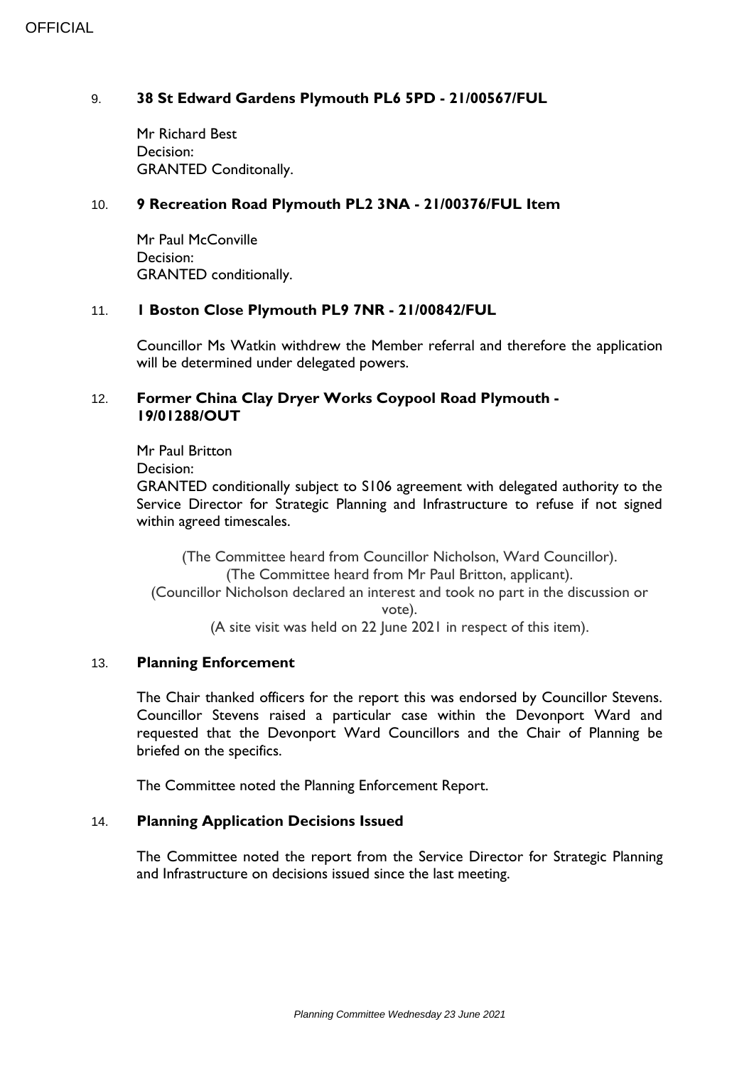## 9. 38 St Edward Gardens Plymouth PL6 5PD - 21/00567/FUL

Mr Richard Best
Decision:
GRANTED Conditonally.

## 10. 9 Recreation Road Plymouth PL2 3NA - 21/00376/FUL Item

Mr Paul McConville
Decision:
GRANTED conditionally.

## 11. 1 Boston Close Plymouth PL9 7NR - 21/00842/FUL

Councillor Ms Watkin withdrew the Member referral and therefore the application will be determined under delegated powers.

## 12. Former China Clay Dryer Works Coypool Road Plymouth - 19/01288/OUT

Mr Paul Britton
Decision:
GRANTED conditionally subject to S106 agreement with delegated authority to the Service Director for Strategic Planning and Infrastructure to refuse if not signed within agreed timescales.

(The Committee heard from Councillor Nicholson, Ward Councillor).
(The Committee heard from Mr Paul Britton, applicant).
(Councillor Nicholson declared an interest and took no part in the discussion or vote).
(A site visit was held on 22 June 2021 in respect of this item).

## 13. Planning Enforcement

The Chair thanked officers for the report this was endorsed by Councillor Stevens. Councillor Stevens raised a particular case within the Devonport Ward and requested that the Devonport Ward Councillors and the Chair of Planning be briefed on the specifics.

The Committee noted the Planning Enforcement Report.

## 14. Planning Application Decisions Issued

The Committee noted the report from the Service Director for Strategic Planning and Infrastructure on decisions issued since the last meeting.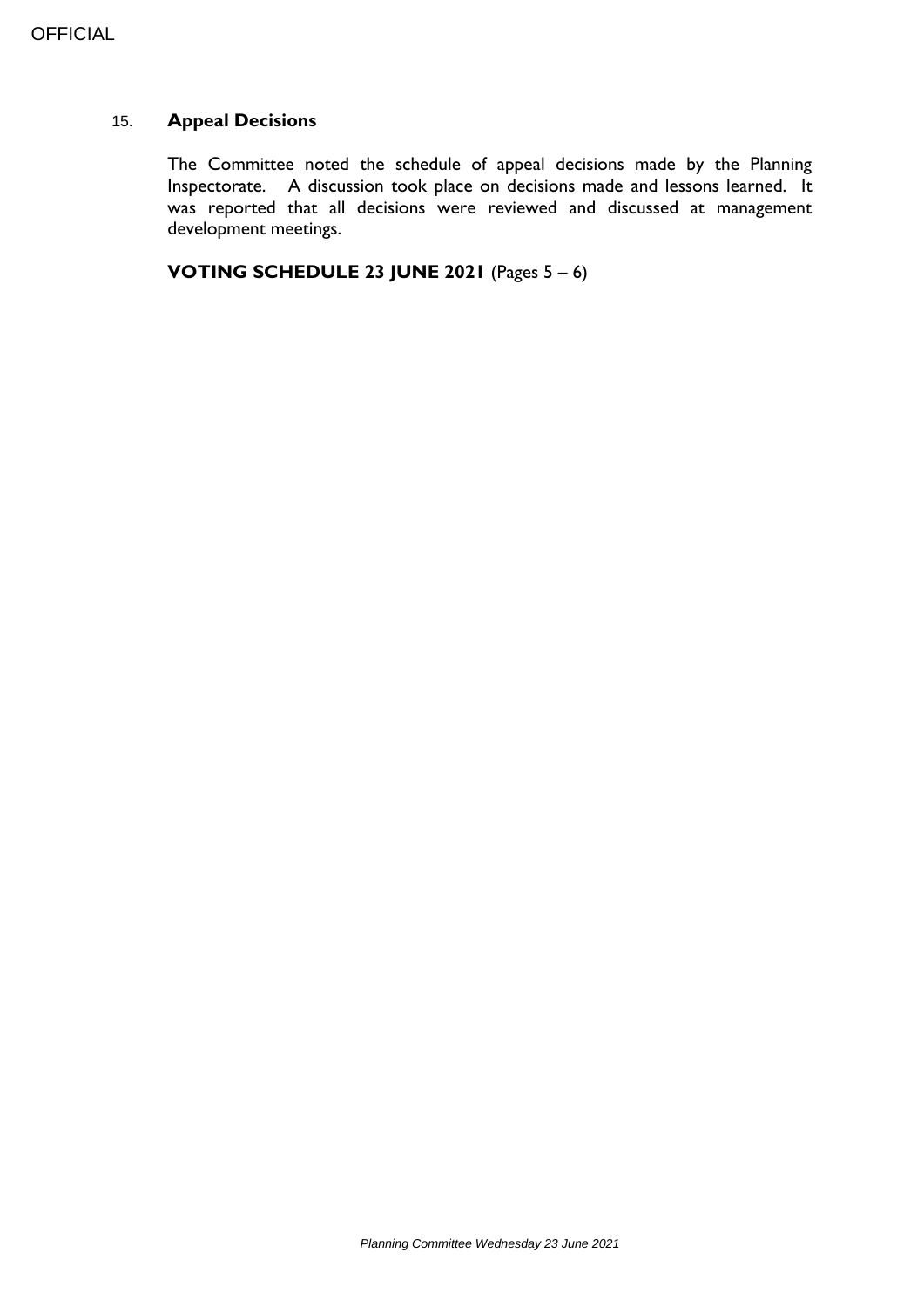## 15. Appeal Decisions

The Committee noted the schedule of appeal decisions made by the Planning Inspectorate. A discussion took place on decisions made and lessons learned. It was reported that all decisions were reviewed and discussed at management development meetings.

**VOTING SCHEDULE 23 JUNE 2021** (Pages 5 – 6)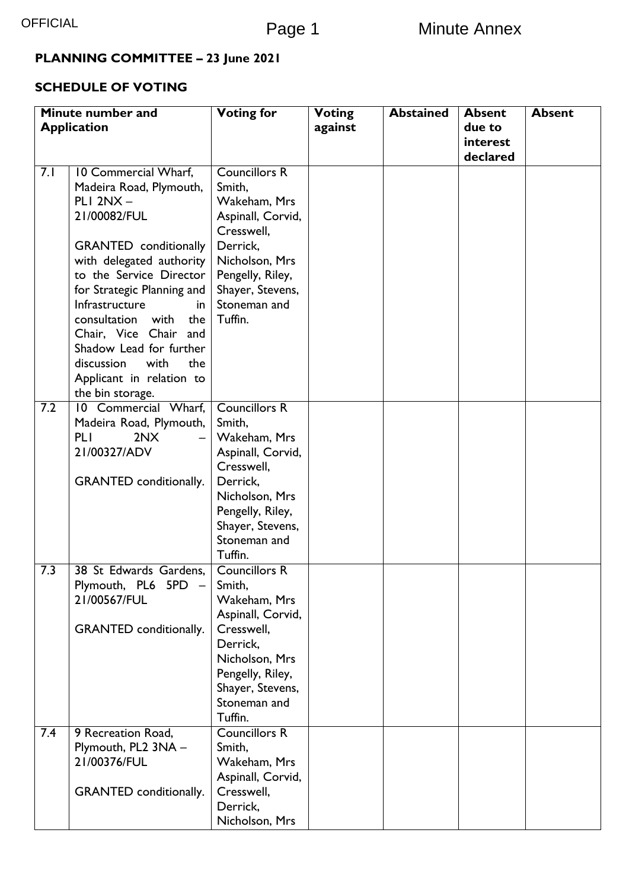**PLANNING COMMITTEE – 23 June 2021**

**SCHEDULE OF VOTING**

| Minute number and Application | | Voting for | Voting against | Abstained | Absent due to interest declared | Absent |
|---|---|---|---|---|---|---|
| 7.1 | 10 Commercial Wharf, Madeira Road, Plymouth, PL1 2NX – 21/00082/FUL<br><br>GRANTED conditionally with delegated authority to the Service Director for Strategic Planning and Infrastructure in consultation with the Chair, Vice Chair and Shadow Lead for further discussion with the Applicant in relation to the bin storage. | Councillors R Smith, Wakeham, Mrs Aspinall, Corvid, Cresswell, Derrick, Nicholson, Mrs Pengelly, Riley, Shayer, Stevens, Stoneman and Tuffin. | | | | |
| 7.2 | 10 Commercial Wharf, Madeira Road, Plymouth, PL1 2NX – 21/00327/ADV<br><br>GRANTED conditionally. | Councillors R Smith, Wakeham, Mrs Aspinall, Corvid, Cresswell, Derrick, Nicholson, Mrs Pengelly, Riley, Shayer, Stevens, Stoneman and Tuffin. | | | | |
| 7.3 | 38 St Edwards Gardens, Plymouth, PL6 5PD – 21/00567/FUL<br><br>GRANTED conditionally. | Councillors R Smith, Wakeham, Mrs Aspinall, Corvid, Cresswell, Derrick, Nicholson, Mrs Pengelly, Riley, Shayer, Stevens, Stoneman and Tuffin. | | | | |
| 7.4 | 9 Recreation Road, Plymouth, PL2 3NA – 21/00376/FUL<br><br>GRANTED conditionally. | Councillors R Smith, Wakeham, Mrs Aspinall, Corvid, Cresswell, Derrick, Nicholson, Mrs | | | | |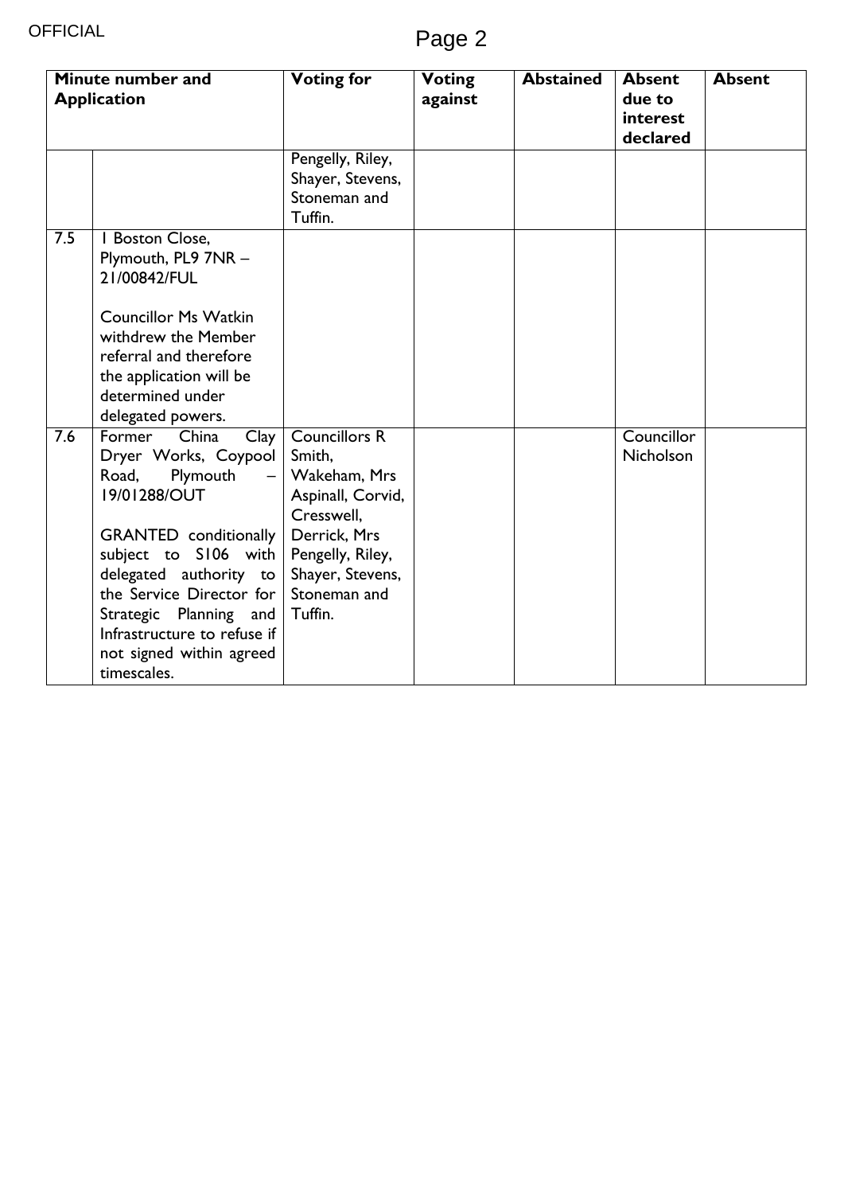| Minute number and Application | | Voting for | Voting against | Abstained | Absent due to interest declared | Absent |
|---|---|---|---|---|---|---|
| | | Pengelly, Riley, Shayer, Stevens, Stoneman and Tuffin. | | | | |
| 7.5 | 1 Boston Close, Plymouth, PL9 7NR – 21/00842/FUL<br><br>Councillor Ms Watkin withdrew the Member referral and therefore the application will be determined under delegated powers. | | | | | |
| 7.6 | Former China Clay Dryer Works, Coypool Road, Plymouth – 19/01288/OUT<br><br>GRANTED conditionally subject to S106 with delegated authority to the Service Director for Strategic Planning and Infrastructure to refuse if not signed within agreed timescales. | Councillors R Smith, Wakeham, Mrs Aspinall, Corvid, Cresswell, Derrick, Mrs Pengelly, Riley, Shayer, Stevens, Stoneman and Tuffin. | | | Councillor Nicholson | |